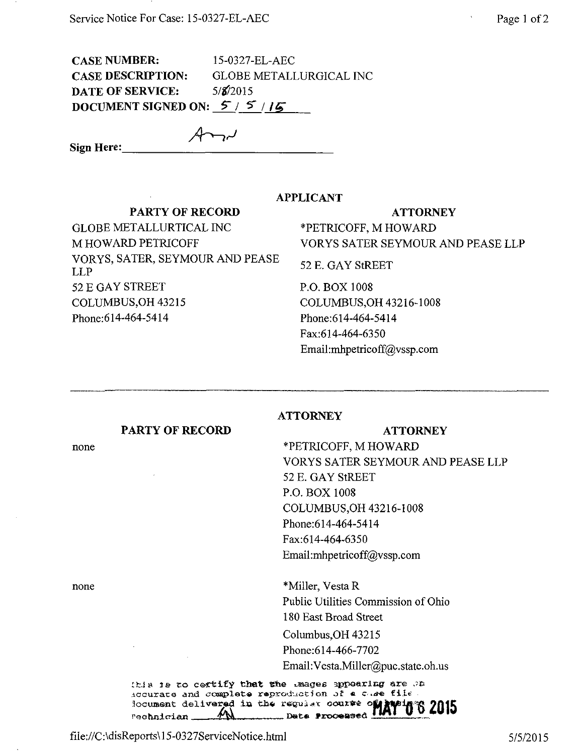**CASE NUMBER:** 15-0327-EL-AEC
**CASE DESCRIPTION:** GLOBE METALLURGICAL INC
**DATE OF SERVICE:** 5/6/2015
**DOCUMENT SIGNED ON:** 5 / 5 / 15

**Sign Here:** Amy

## APPLICANT

| PARTY OF RECORD | ATTORNEY |
|---|---|
| GLOBE METALLURTICAL INC<br>M HOWARD PETRICOFF<br>VORYS, SATER, SEYMOUR AND PEASE LLP<br>52 E GAY STREET<br>COLUMBUS,OH 43215<br>Phone:614-464-5414 | *PETRICOFF, M HOWARD<br>VORYS SATER SEYMOUR AND PEASE LLP<br>52 E. GAY StREET<br>P.O. BOX 1008<br>COLUMBUS,OH 43216-1008<br>Phone:614-464-5414<br>Fax:614-464-6350<br>Email:mhpetricoff@vssp.com |

---

## ATTORNEY

| PARTY OF RECORD | ATTORNEY |
|---|---|
| none | *PETRICOFF, M HOWARD<br>VORYS SATER SEYMOUR AND PEASE LLP<br>52 E. GAY StREET<br>P.O. BOX 1008<br>COLUMBUS,OH 43216-1008<br>Phone:614-464-5414<br>Fax:614-464-6350<br>Email:mhpetricoff@vssp.com |
| none | *Miller, Vesta R<br>Public Utilities Commission of Ohio<br>180 East Broad Street<br>Columbus,OH 43215<br>Phone:614-466-7702<br>Email:Vesta.Miller@puc.state.oh.us |

This is to certify that the images appearing are an accurate and complete reproduction of a case file document delivered in the regular course of business. Technician AM Date Processed MAY 06 2015

file://C:\disReports\15-0327ServiceNotice.html 5/5/2015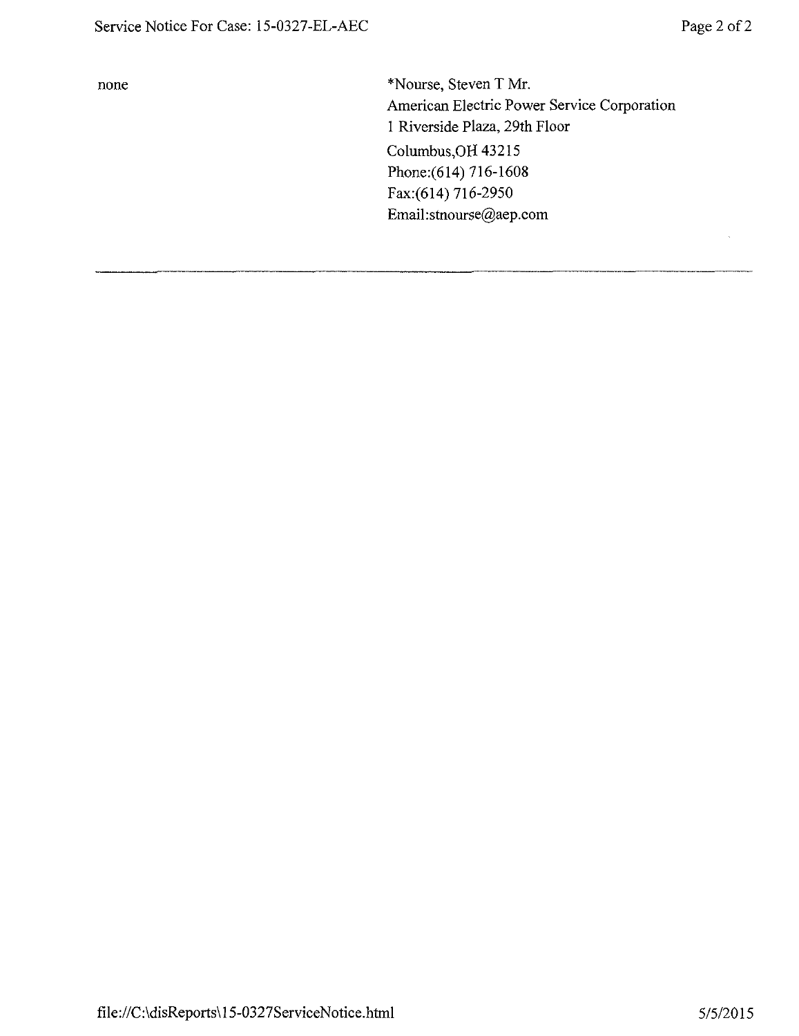| | |
|---|---|
| none | *Nourse, Steven T Mr.<br>American Electric Power Service Corporation<br>1 Riverside Plaza, 29th Floor<br>Columbus,OH 43215<br>Phone:(614) 716-1608<br>Fax:(614) 716-2950<br>Email:stnourse@aep.com |